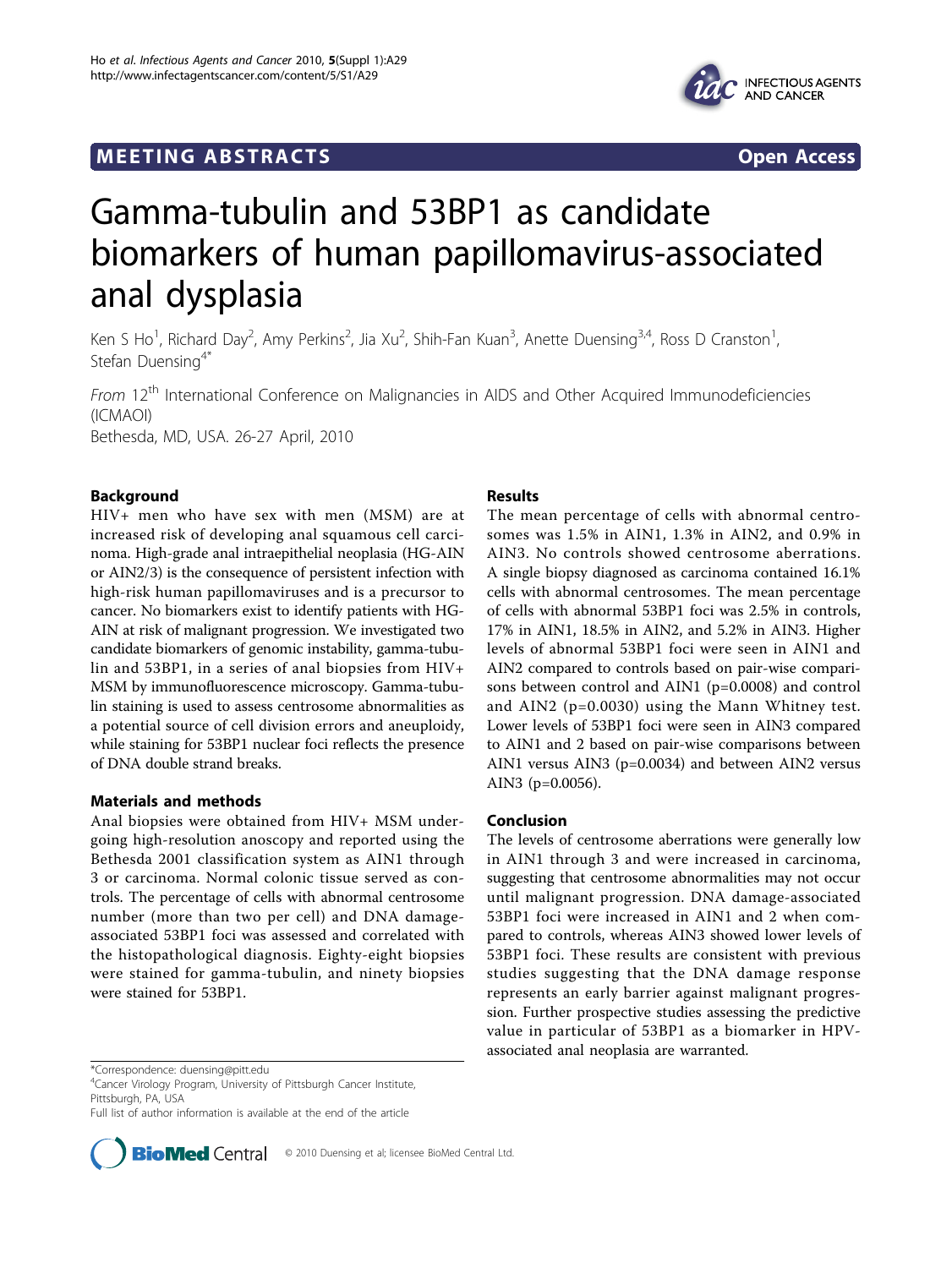MEETING ABSTRACTS **Open Access**

# Gamma-tubulin and 53BP1 as candidate biomarkers of human papillomavirus-associated anal dysplasia

Ken S Ho[1], Richard Day[2], Amy Perkins[2], Jia Xu[2], Shih-Fan Kuan[3], Anette Duensing[3,4], Ross D Cranston[1], Stefan Duensing[4*]

*From* 12[th] International Conference on Malignancies in AIDS and Other Acquired Immunodeficiencies (ICMAOI)
Bethesda, MD, USA. 26-27 April, 2010

## Background

HIV+ men who have sex with men (MSM) are at increased risk of developing anal squamous cell carcinoma. High-grade anal intraepithelial neoplasia (HG-AIN or AIN2/3) is the consequence of persistent infection with high-risk human papillomaviruses and is a precursor to cancer. No biomarkers exist to identify patients with HG-AIN at risk of malignant progression. We investigated two candidate biomarkers of genomic instability, gamma-tubulin and 53BP1, in a series of anal biopsies from HIV+ MSM by immunofluorescence microscopy. Gamma-tubulin staining is used to assess centrosome abnormalities as a potential source of cell division errors and aneuploidy, while staining for 53BP1 nuclear foci reflects the presence of DNA double strand breaks.

## Materials and methods

Anal biopsies were obtained from HIV+ MSM undergoing high-resolution anoscopy and reported using the Bethesda 2001 classification system as AIN1 through 3 or carcinoma. Normal colonic tissue served as controls. The percentage of cells with abnormal centrosome number (more than two per cell) and DNA damage-associated 53BP1 foci was assessed and correlated with the histopathological diagnosis. Eighty-eight biopsies were stained for gamma-tubulin, and ninety biopsies were stained for 53BP1.

## Results

The mean percentage of cells with abnormal centrosomes was 1.5% in AIN1, 1.3% in AIN2, and 0.9% in AIN3. No controls showed centrosome aberrations. A single biopsy diagnosed as carcinoma contained 16.1% cells with abnormal centrosomes. The mean percentage of cells with abnormal 53BP1 foci was 2.5% in controls, 17% in AIN1, 18.5% in AIN2, and 5.2% in AIN3. Higher levels of abnormal 53BP1 foci were seen in AIN1 and AIN2 compared to controls based on pair-wise comparisons between control and AIN1 ($p=0.0008$) and control and AIN2 ($p=0.0030$) using the Mann Whitney test. Lower levels of 53BP1 foci were seen in AIN3 compared to AIN1 and 2 based on pair-wise comparisons between AIN1 versus AIN3 ($p=0.0034$) and between AIN2 versus AIN3 ($p=0.0056$).

## Conclusion

The levels of centrosome aberrations were generally low in AIN1 through 3 and were increased in carcinoma, suggesting that centrosome abnormalities may not occur until malignant progression. DNA damage-associated 53BP1 foci were increased in AIN1 and 2 when compared to controls, whereas AIN3 showed lower levels of 53BP1 foci. These results are consistent with previous studies suggesting that the DNA damage response represents an early barrier against malignant progression. Further prospective studies assessing the predictive value in particular of 53BP1 as a biomarker in HPV-associated anal neoplasia are warranted.

*Correspondence: duensing@pitt.edu
[4]Cancer Virology Program, University of Pittsburgh Cancer Institute, Pittsburgh, PA, USA
Full list of author information is available at the end of the article

© 2010 Duensing et al; licensee BioMed Central Ltd.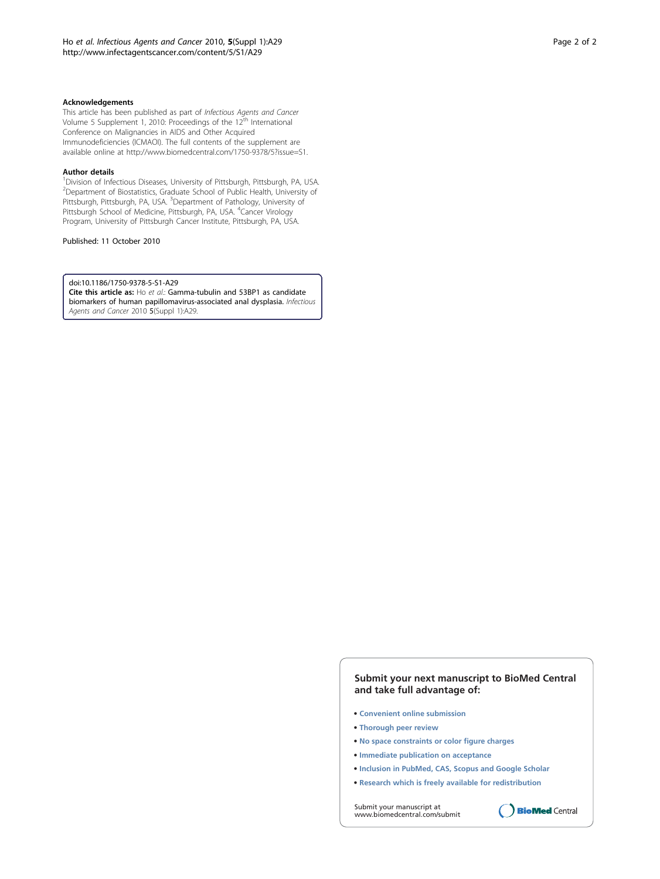### Acknowledgements

This article has been published as part of *Infectious Agents and Cancer* Volume 5 Supplement 1, 2010: Proceedings of the 12th International Conference on Malignancies in AIDS and Other Acquired Immunodeficiencies (ICMAOI). The full contents of the supplement are available online at http://www.biomedcentral.com/1750-9378/5?issue=S1.

### Author details

[1]Division of Infectious Diseases, University of Pittsburgh, Pittsburgh, PA, USA. [2]Department of Biostatistics, Graduate School of Public Health, University of Pittsburgh, Pittsburgh, PA, USA. [3]Department of Pathology, University of Pittsburgh School of Medicine, Pittsburgh, PA, USA. [4]Cancer Virology Program, University of Pittsburgh Cancer Institute, Pittsburgh, PA, USA.

Published: 11 October 2010

doi:10.1186/1750-9378-5-S1-A29

**Cite this article as:** Ho *et al.*: Gamma-tubulin and 53BP1 as candidate biomarkers of human papillomavirus-associated anal dysplasia. *Infectious Agents and Cancer* 2010 **5**(Suppl 1):A29.

**Submit your next manuscript to BioMed Central and take full advantage of:**

- **Convenient online submission**
- **Thorough peer review**
- **No space constraints or color figure charges**
- **Immediate publication on acceptance**
- **Inclusion in PubMed, CAS, Scopus and Google Scholar**
- **Research which is freely available for redistribution**

Submit your manuscript at www.biomedcentral.com/submit

BioMed Central